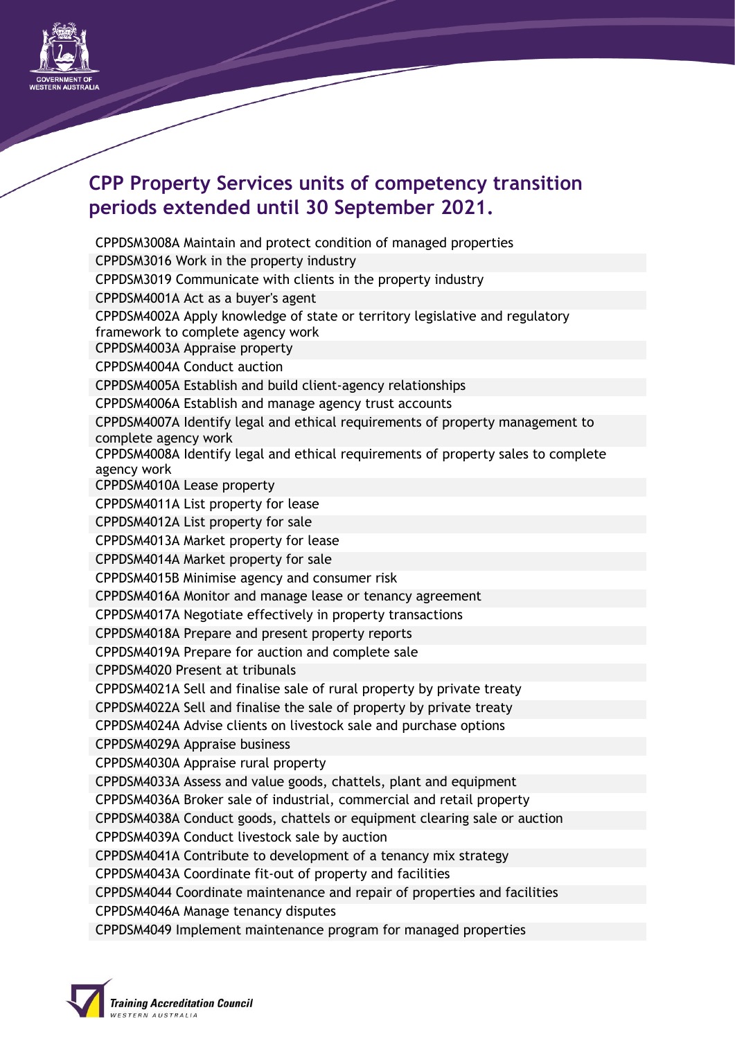# CPP Property Services units of competency transition periods extended until 30 September 2021.

CPPDSM3008A Maintain and protect condition of managed properties
CPPDSM3016 Work in the property industry
CPPDSM3019 Communicate with clients in the property industry
CPPDSM4001A Act as a buyer's agent
CPPDSM4002A Apply knowledge of state or territory legislative and regulatory framework to complete agency work
CPPDSM4003A Appraise property
CPPDSM4004A Conduct auction
CPPDSM4005A Establish and build client-agency relationships
CPPDSM4006A Establish and manage agency trust accounts
CPPDSM4007A Identify legal and ethical requirements of property management to complete agency work
CPPDSM4008A Identify legal and ethical requirements of property sales to complete agency work
CPPDSM4010A Lease property
CPPDSM4011A List property for lease
CPPDSM4012A List property for sale
CPPDSM4013A Market property for lease
CPPDSM4014A Market property for sale
CPPDSM4015B Minimise agency and consumer risk
CPPDSM4016A Monitor and manage lease or tenancy agreement
CPPDSM4017A Negotiate effectively in property transactions
CPPDSM4018A Prepare and present property reports
CPPDSM4019A Prepare for auction and complete sale
CPPDSM4020 Present at tribunals
CPPDSM4021A Sell and finalise sale of rural property by private treaty
CPPDSM4022A Sell and finalise the sale of property by private treaty
CPPDSM4024A Advise clients on livestock sale and purchase options
CPPDSM4029A Appraise business
CPPDSM4030A Appraise rural property
CPPDSM4033A Assess and value goods, chattels, plant and equipment
CPPDSM4036A Broker sale of industrial, commercial and retail property
CPPDSM4038A Conduct goods, chattels or equipment clearing sale or auction
CPPDSM4039A Conduct livestock sale by auction
CPPDSM4041A Contribute to development of a tenancy mix strategy
CPPDSM4043A Coordinate fit-out of property and facilities
CPPDSM4044 Coordinate maintenance and repair of properties and facilities
CPPDSM4046A Manage tenancy disputes
CPPDSM4049 Implement maintenance program for managed properties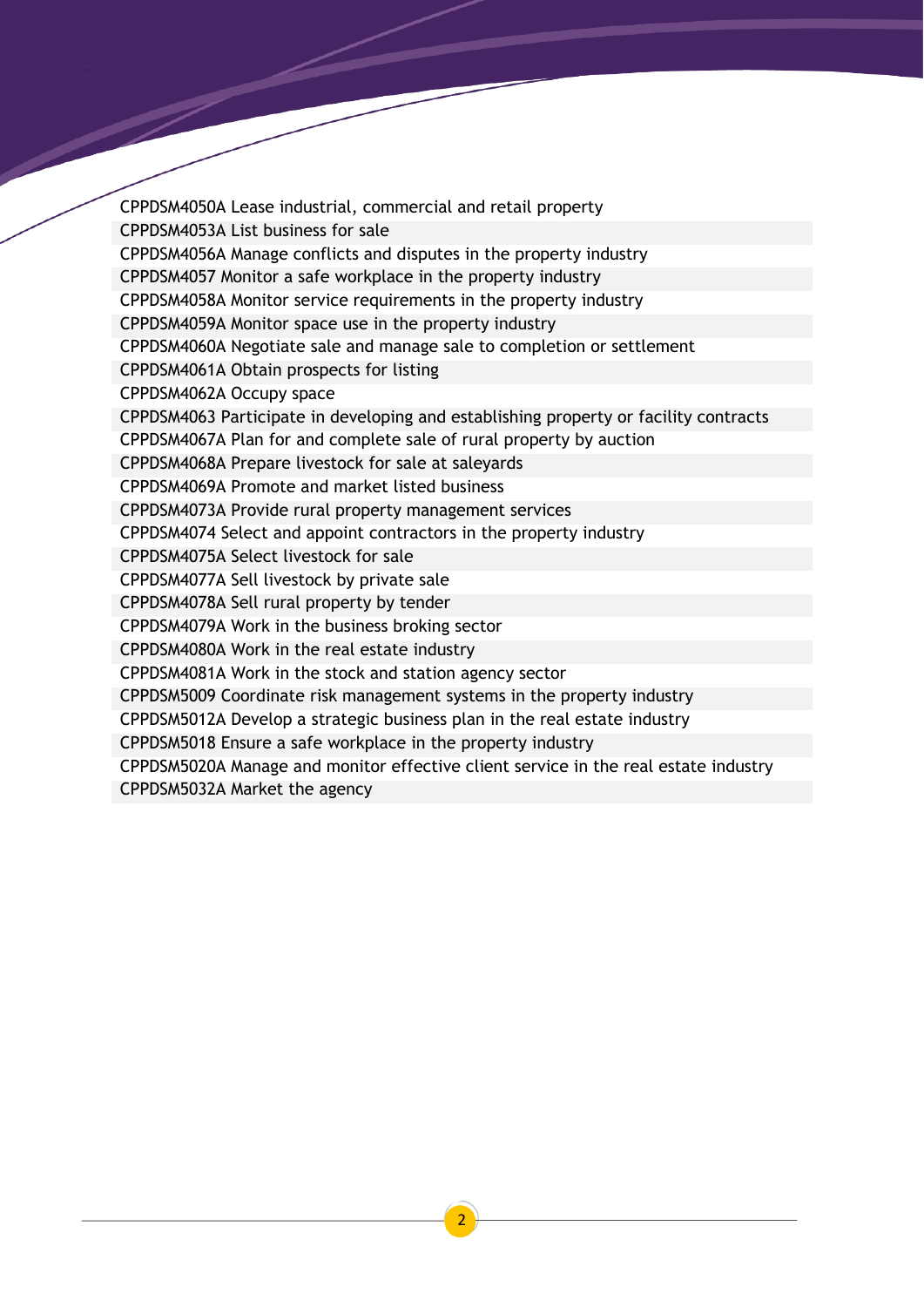CPPDSM4050A Lease industrial, commercial and retail property
CPPDSM4053A List business for sale
CPPDSM4056A Manage conflicts and disputes in the property industry
CPPDSM4057 Monitor a safe workplace in the property industry
CPPDSM4058A Monitor service requirements in the property industry
CPPDSM4059A Monitor space use in the property industry
CPPDSM4060A Negotiate sale and manage sale to completion or settlement
CPPDSM4061A Obtain prospects for listing
CPPDSM4062A Occupy space
CPPDSM4063 Participate in developing and establishing property or facility contracts
CPPDSM4067A Plan for and complete sale of rural property by auction
CPPDSM4068A Prepare livestock for sale at saleyards
CPPDSM4069A Promote and market listed business
CPPDSM4073A Provide rural property management services
CPPDSM4074 Select and appoint contractors in the property industry
CPPDSM4075A Select livestock for sale
CPPDSM4077A Sell livestock by private sale
CPPDSM4078A Sell rural property by tender
CPPDSM4079A Work in the business broking sector
CPPDSM4080A Work in the real estate industry
CPPDSM4081A Work in the stock and station agency sector
CPPDSM5009 Coordinate risk management systems in the property industry
CPPDSM5012A Develop a strategic business plan in the real estate industry
CPPDSM5018 Ensure a safe workplace in the property industry
CPPDSM5020A Manage and monitor effective client service in the real estate industry
CPPDSM5032A Market the agency